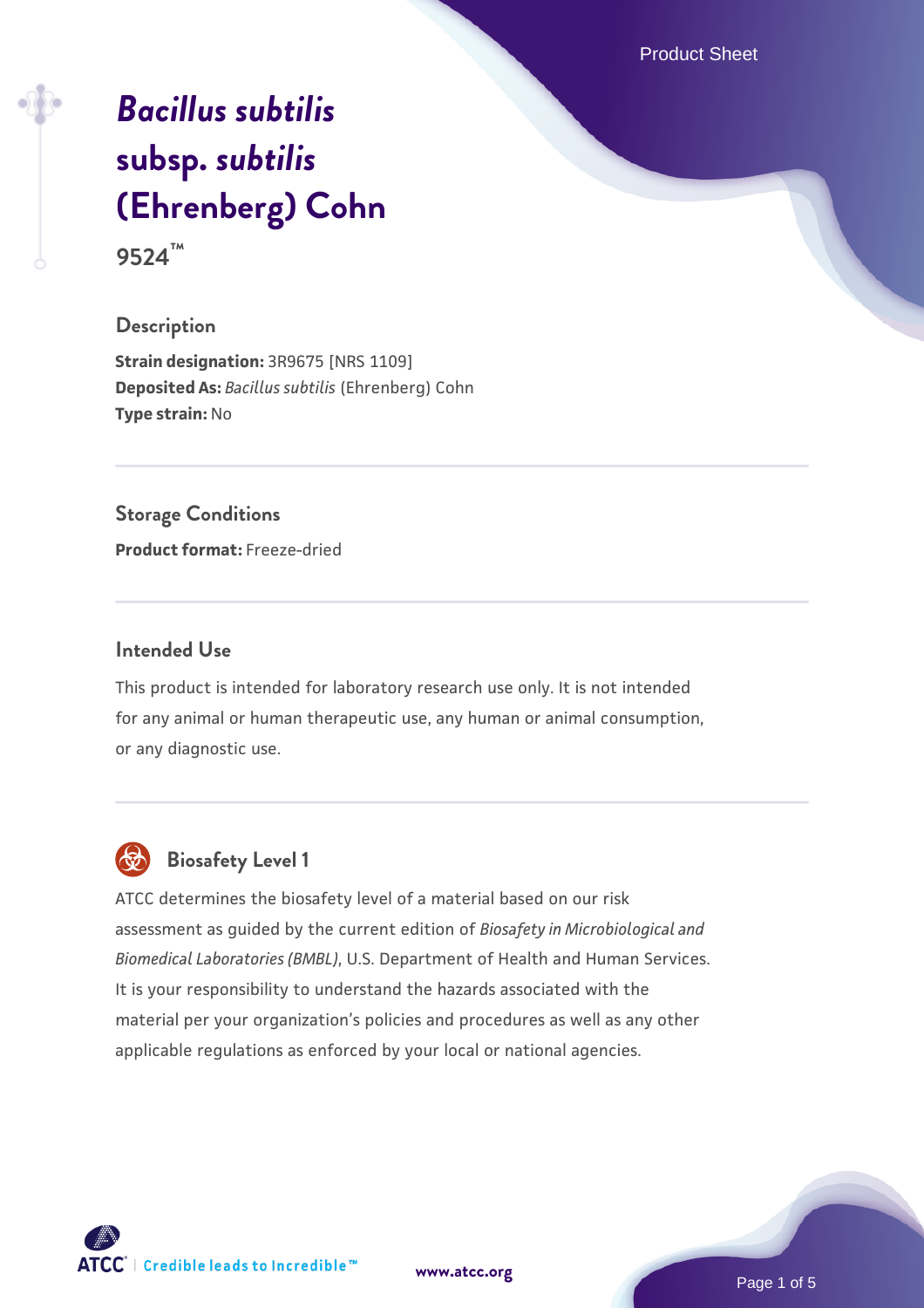# *Bacillus subtilis* subsp. *subtilis* (Ehrenberg) Cohn

**9524™**

## Description

**Strain designation:** 3R9675 [NRS 1109]
**Deposited As:** *Bacillus subtilis* (Ehrenberg) Cohn
**Type strain:** No

## Storage Conditions

**Product format:** Freeze-dried

## Intended Use

This product is intended for laboratory research use only. It is not intended for any animal or human therapeutic use, any human or animal consumption, or any diagnostic use.

## Biosafety Level 1

ATCC determines the biosafety level of a material based on our risk assessment as guided by the current edition of *Biosafety in Microbiological and Biomedical Laboratories (BMBL)*, U.S. Department of Health and Human Services. It is your responsibility to understand the hazards associated with the material per your organization's policies and procedures as well as any other applicable regulations as enforced by your local or national agencies.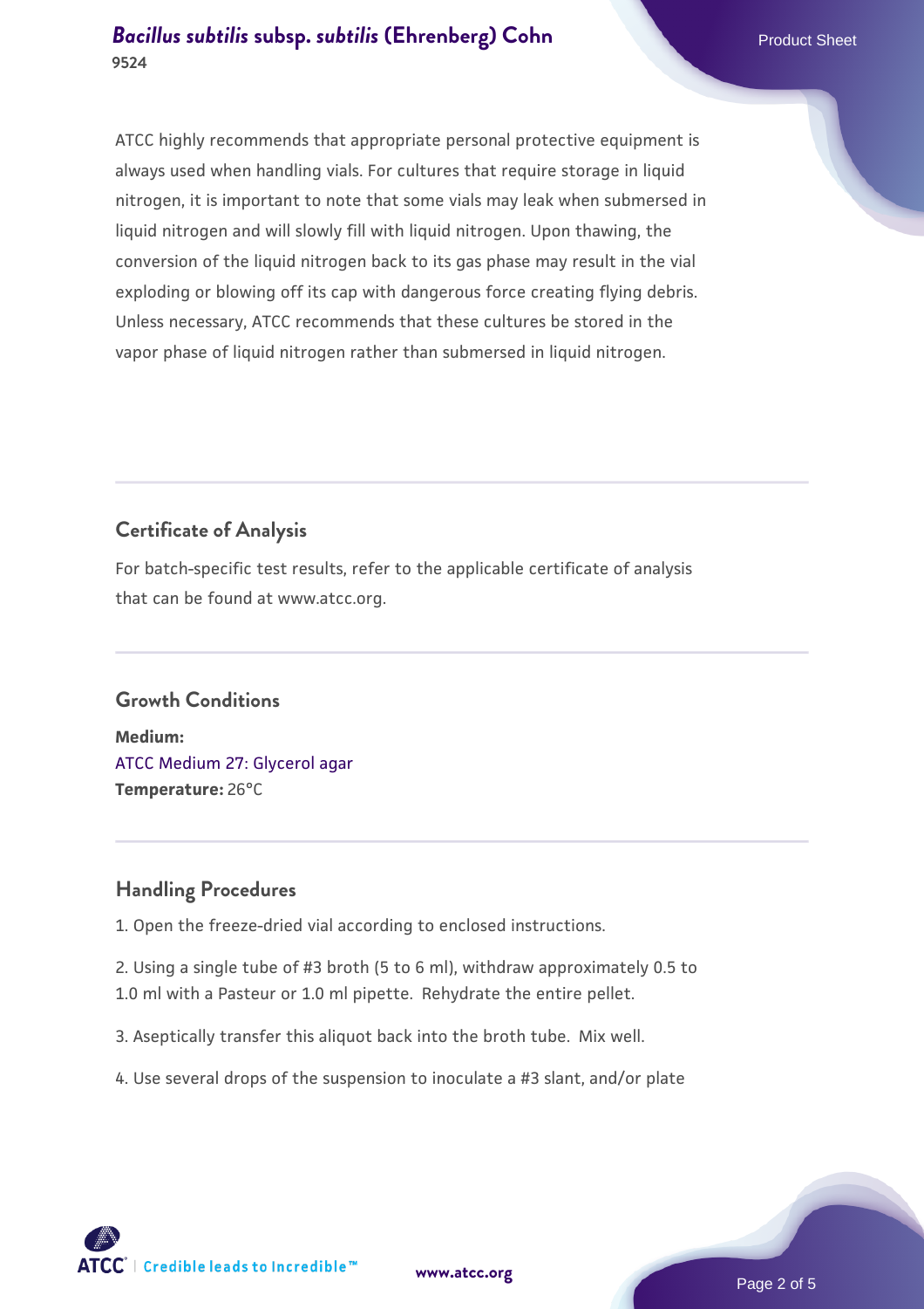ATCC highly recommends that appropriate personal protective equipment is always used when handling vials. For cultures that require storage in liquid nitrogen, it is important to note that some vials may leak when submersed in liquid nitrogen and will slowly fill with liquid nitrogen. Upon thawing, the conversion of the liquid nitrogen back to its gas phase may result in the vial exploding or blowing off its cap with dangerous force creating flying debris. Unless necessary, ATCC recommends that these cultures be stored in the vapor phase of liquid nitrogen rather than submersed in liquid nitrogen.

## Certificate of Analysis

For batch-specific test results, refer to the applicable certificate of analysis that can be found at www.atcc.org.

## Growth Conditions

**Medium:**
ATCC Medium 27: Glycerol agar
**Temperature:** 26°C

## Handling Procedures

1. Open the freeze-dried vial according to enclosed instructions.

2. Using a single tube of #3 broth (5 to 6 ml), withdraw approximately 0.5 to 1.0 ml with a Pasteur or 1.0 ml pipette. Rehydrate the entire pellet.

3. Aseptically transfer this aliquot back into the broth tube. Mix well.

4. Use several drops of the suspension to inoculate a #3 slant, and/or plate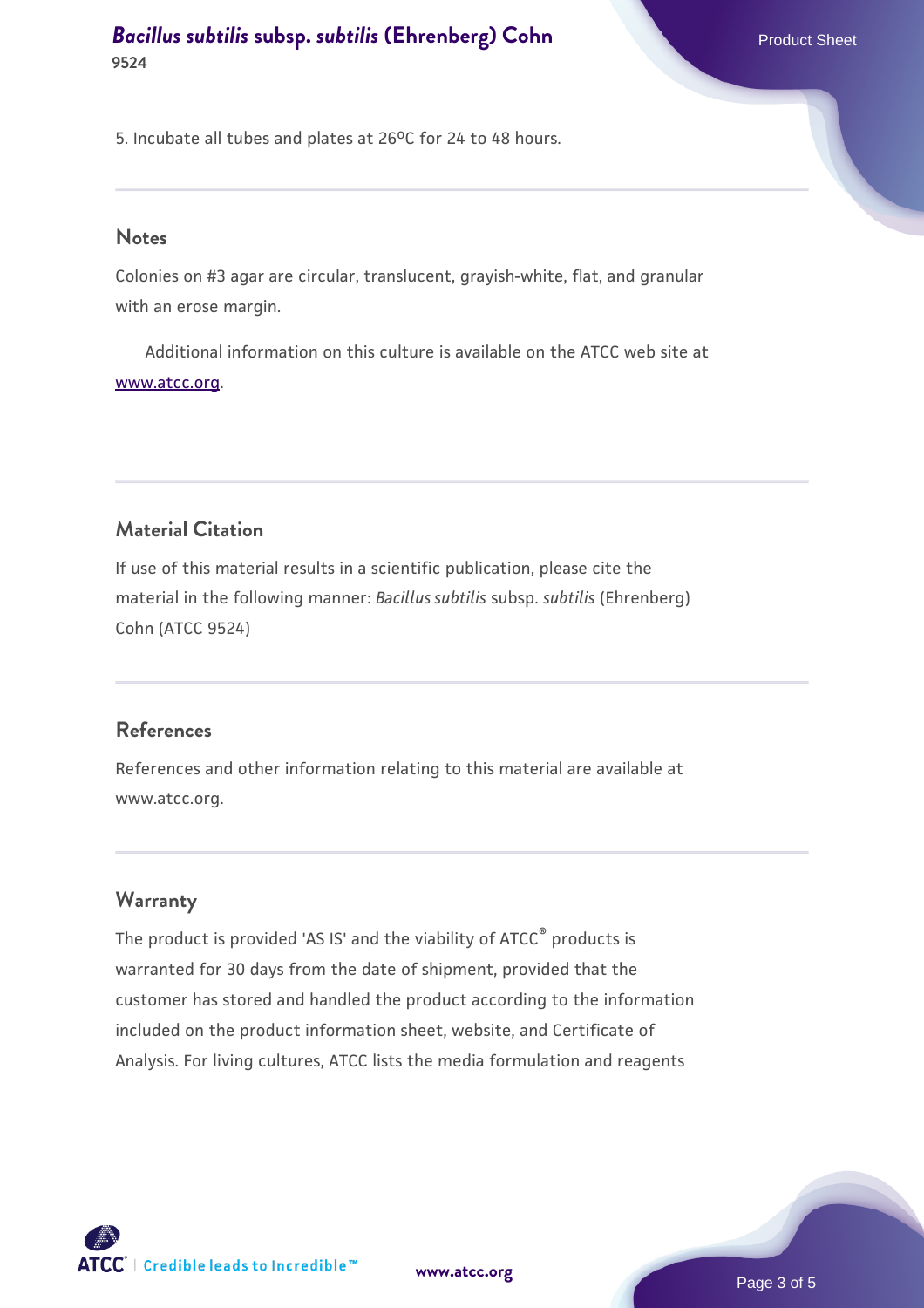5. Incubate all tubes and plates at 26°C for 24 to 48 hours.

## Notes

Colonies on #3 agar are circular, translucent, grayish-white, flat, and granular with an erose margin.

Additional information on this culture is available on the ATCC web site at www.atcc.org.

## Material Citation

If use of this material results in a scientific publication, please cite the material in the following manner: *Bacillus subtilis* subsp. *subtilis* (Ehrenberg) Cohn (ATCC 9524)

## References

References and other information relating to this material are available at www.atcc.org.

## Warranty

The product is provided 'AS IS' and the viability of ATCC® products is warranted for 30 days from the date of shipment, provided that the customer has stored and handled the product according to the information included on the product information sheet, website, and Certificate of Analysis. For living cultures, ATCC lists the media formulation and reagents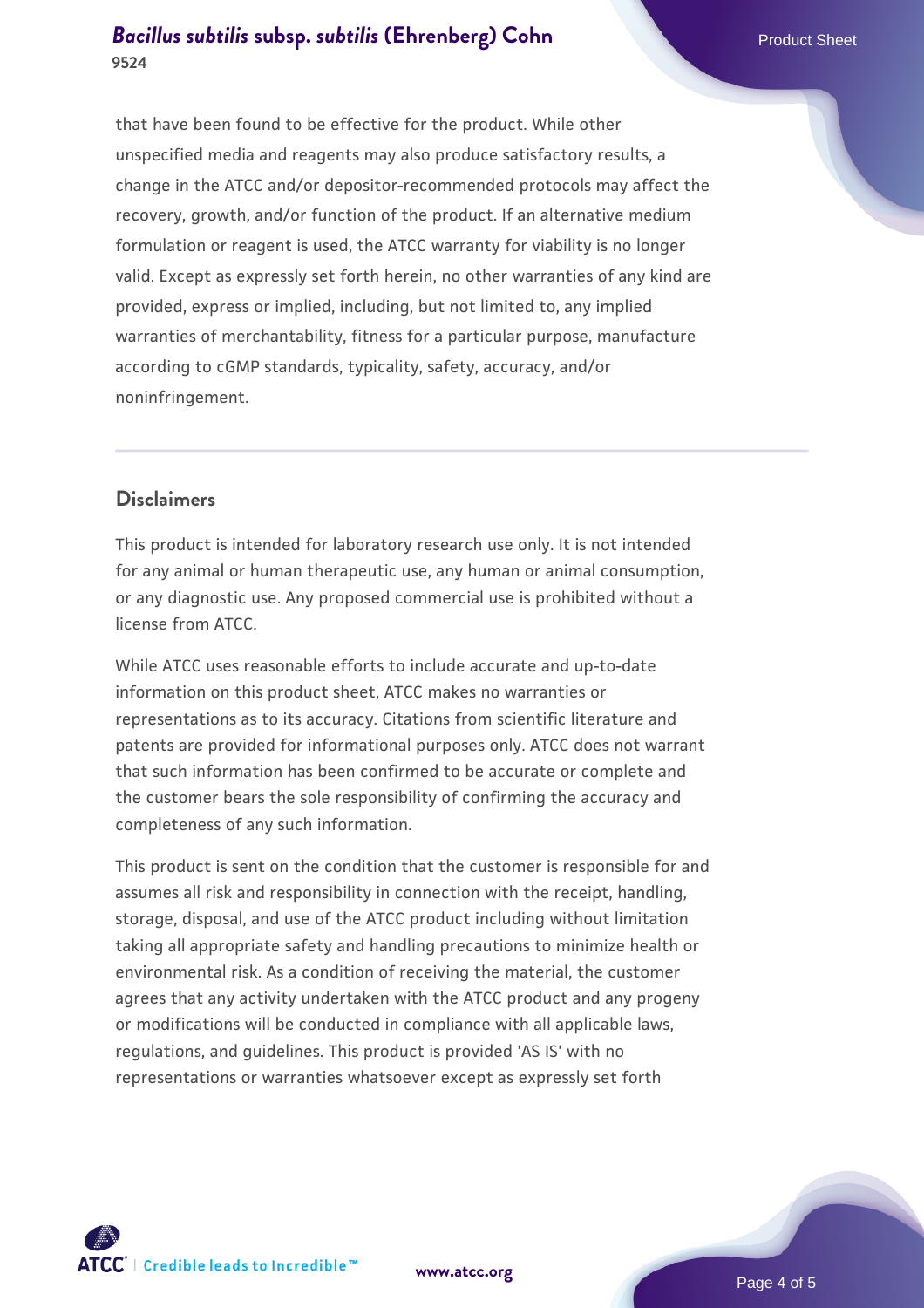that have been found to be effective for the product. While other unspecified media and reagents may also produce satisfactory results, a change in the ATCC and/or depositor-recommended protocols may affect the recovery, growth, and/or function of the product. If an alternative medium formulation or reagent is used, the ATCC warranty for viability is no longer valid. Except as expressly set forth herein, no other warranties of any kind are provided, express or implied, including, but not limited to, any implied warranties of merchantability, fitness for a particular purpose, manufacture according to cGMP standards, typicality, safety, accuracy, and/or noninfringement.

## Disclaimers

This product is intended for laboratory research use only. It is not intended for any animal or human therapeutic use, any human or animal consumption, or any diagnostic use. Any proposed commercial use is prohibited without a license from ATCC.

While ATCC uses reasonable efforts to include accurate and up-to-date information on this product sheet, ATCC makes no warranties or representations as to its accuracy. Citations from scientific literature and patents are provided for informational purposes only. ATCC does not warrant that such information has been confirmed to be accurate or complete and the customer bears the sole responsibility of confirming the accuracy and completeness of any such information.

This product is sent on the condition that the customer is responsible for and assumes all risk and responsibility in connection with the receipt, handling, storage, disposal, and use of the ATCC product including without limitation taking all appropriate safety and handling precautions to minimize health or environmental risk. As a condition of receiving the material, the customer agrees that any activity undertaken with the ATCC product and any progeny or modifications will be conducted in compliance with all applicable laws, regulations, and guidelines. This product is provided 'AS IS' with no representations or warranties whatsoever except as expressly set forth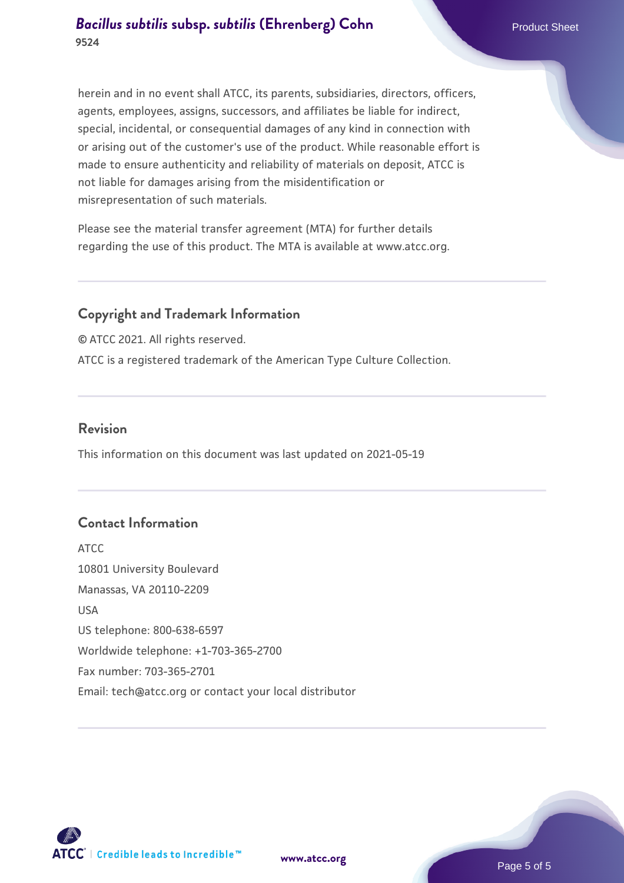herein and in no event shall ATCC, its parents, subsidiaries, directors, officers, agents, employees, assigns, successors, and affiliates be liable for indirect, special, incidental, or consequential damages of any kind in connection with or arising out of the customer's use of the product. While reasonable effort is made to ensure authenticity and reliability of materials on deposit, ATCC is not liable for damages arising from the misidentification or misrepresentation of such materials.

Please see the material transfer agreement (MTA) for further details regarding the use of this product. The MTA is available at www.atcc.org.

## Copyright and Trademark Information

© ATCC 2021. All rights reserved.

ATCC is a registered trademark of the American Type Culture Collection.

## Revision

This information on this document was last updated on 2021-05-19

## Contact Information

ATCC
10801 University Boulevard
Manassas, VA 20110-2209
USA
US telephone: 800-638-6597
Worldwide telephone: +1-703-365-2700
Fax number: 703-365-2701
Email: tech@atcc.org or contact your local distributor